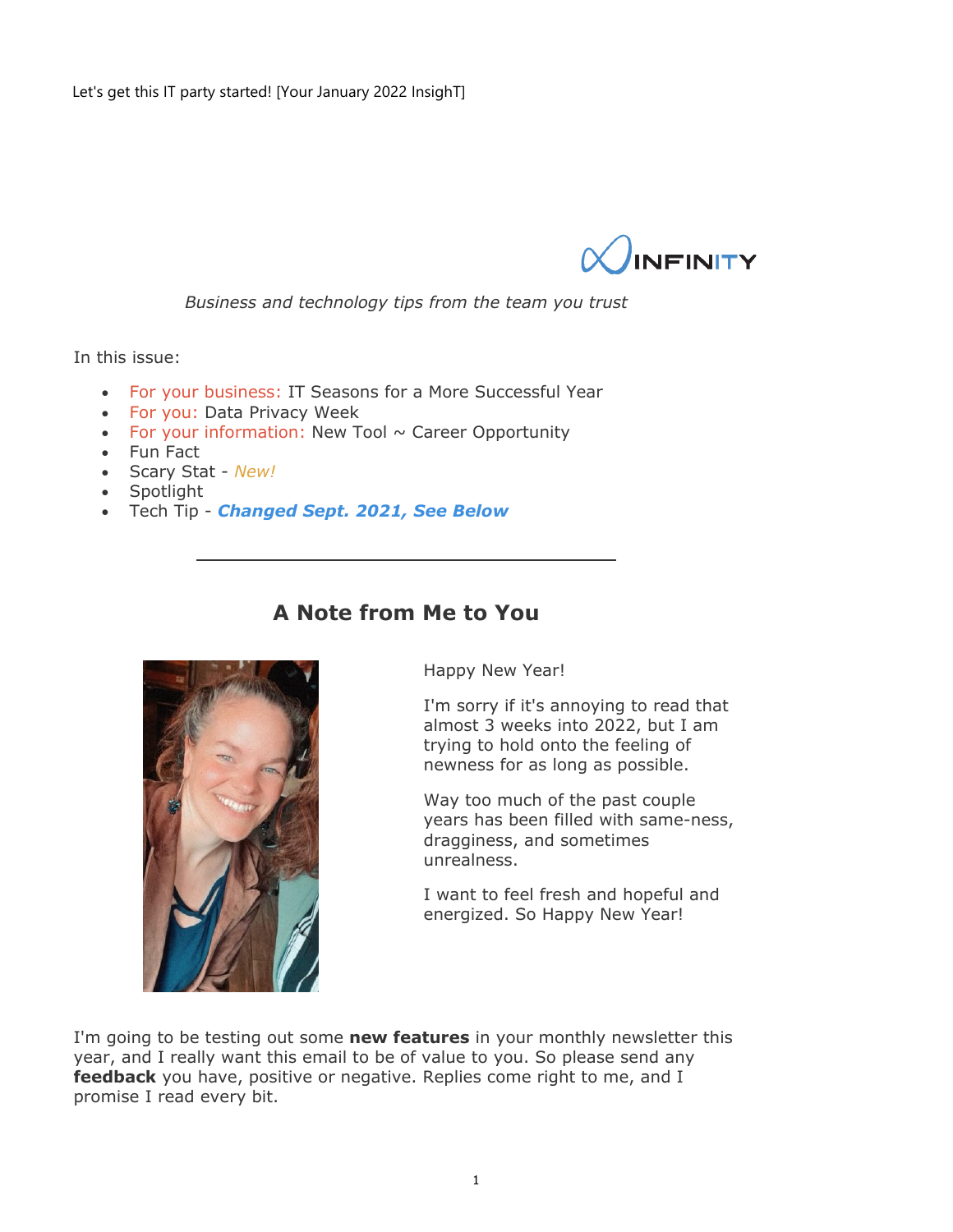Let's get this IT party started! [Your January 2022 InsighT]

INFINITY

*Business and technology tips from the team you trust*

In this issue:

- For your business: IT Seasons for a More Successful Year
- For you: Data Privacy Week
- For your information: New Tool ~ Career Opportunity
- Fun Fact
- Scary Stat - *New!*
- Spotlight
- Tech Tip - ***Changed Sept. 2021, See Below***

---

## A Note from Me to You

Happy New Year!

I'm sorry if it's annoying to read that almost 3 weeks into 2022, but I am trying to hold onto the feeling of newness for as long as possible.

Way too much of the past couple years has been filled with same-ness, dragginess, and sometimes unrealness.

I want to feel fresh and hopeful and energized. So Happy New Year!

I'm going to be testing out some **new features** in your monthly newsletter this year, and I really want this email to be of value to you. So please send any **feedback** you have, positive or negative. Replies come right to me, and I promise I read every bit.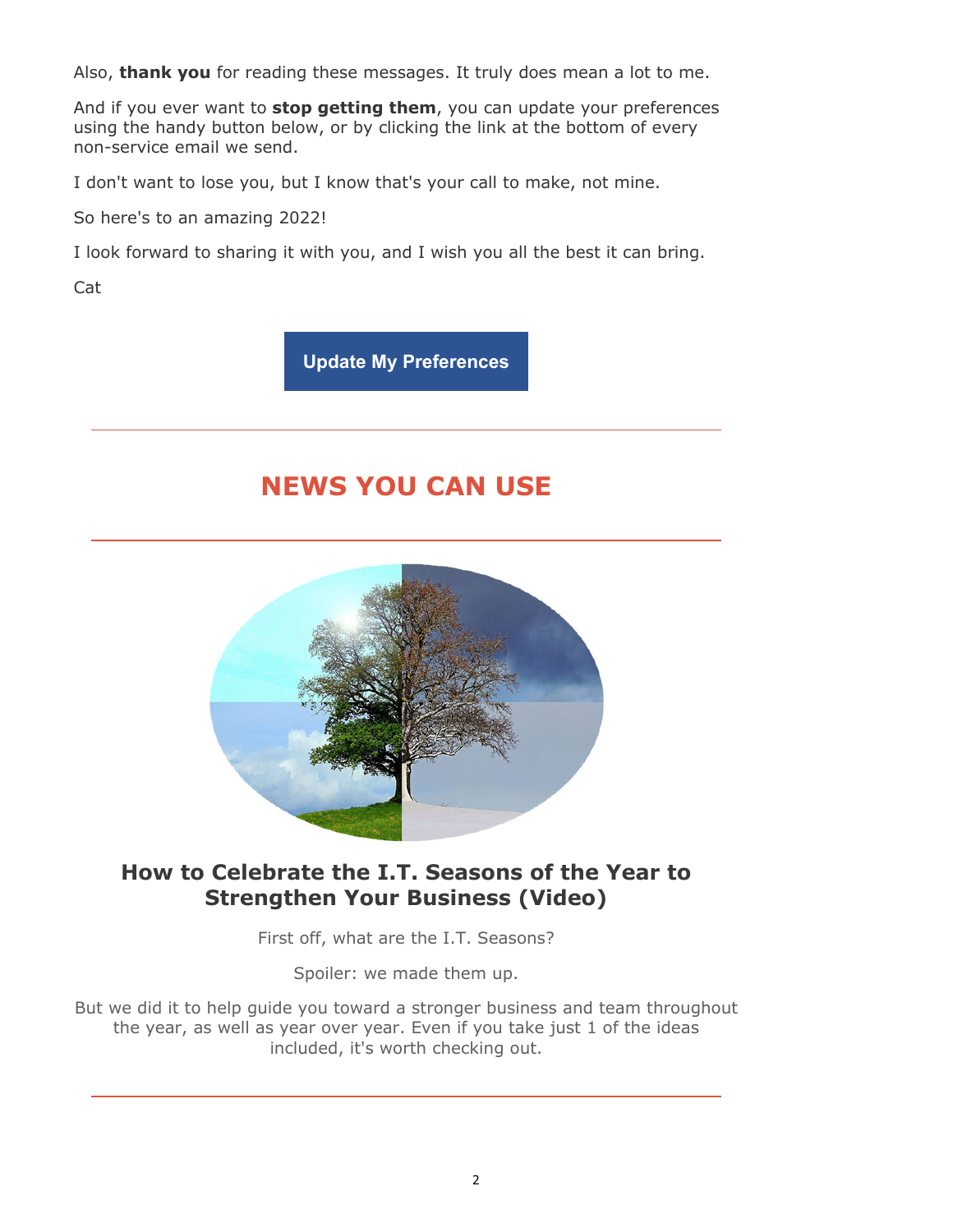Also, **thank you** for reading these messages. It truly does mean a lot to me.

And if you ever want to **stop getting them**, you can update your preferences using the handy button below, or by clicking the link at the bottom of every non-service email we send.

I don't want to lose you, but I know that's your call to make, not mine.

So here's to an amazing 2022!

I look forward to sharing it with you, and I wish you all the best it can bring.

Cat

**Update My Preferences**

---

## NEWS YOU CAN USE

---

### How to Celebrate the I.T. Seasons of the Year to Strengthen Your Business (Video)

First off, what are the I.T. Seasons?

Spoiler: we made them up.

But we did it to help guide you toward a stronger business and team throughout the year, as well as year over year. Even if you take just 1 of the ideas included, it's worth checking out.

---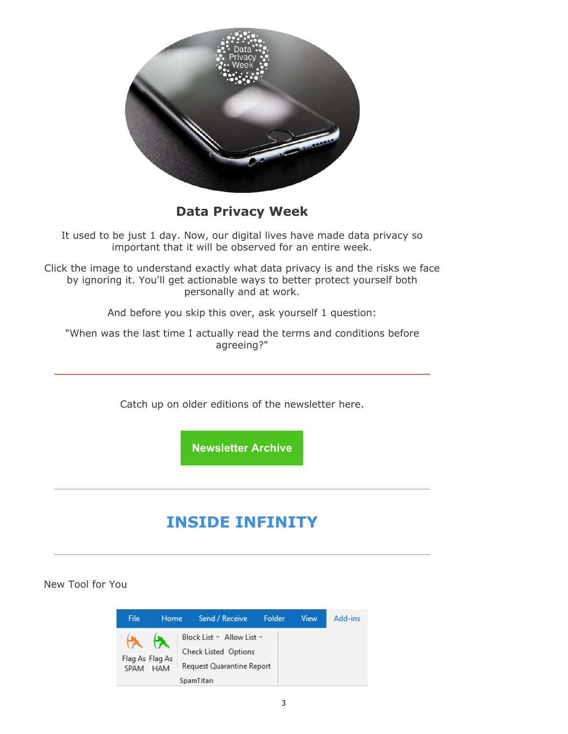## Data Privacy Week

It used to be just 1 day. Now, our digital lives have made data privacy so important that it will be observed for an entire week.

Click the image to understand exactly what data privacy is and the risks we face by ignoring it. You'll get actionable ways to better protect yourself both personally and at work.

And before you skip this over, ask yourself 1 question:

"When was the last time I actually read the terms and conditions before agreeing?"

---

Catch up on older editions of the newsletter here.

**Newsletter Archive**

---

# INSIDE INFINITY

---

New Tool for You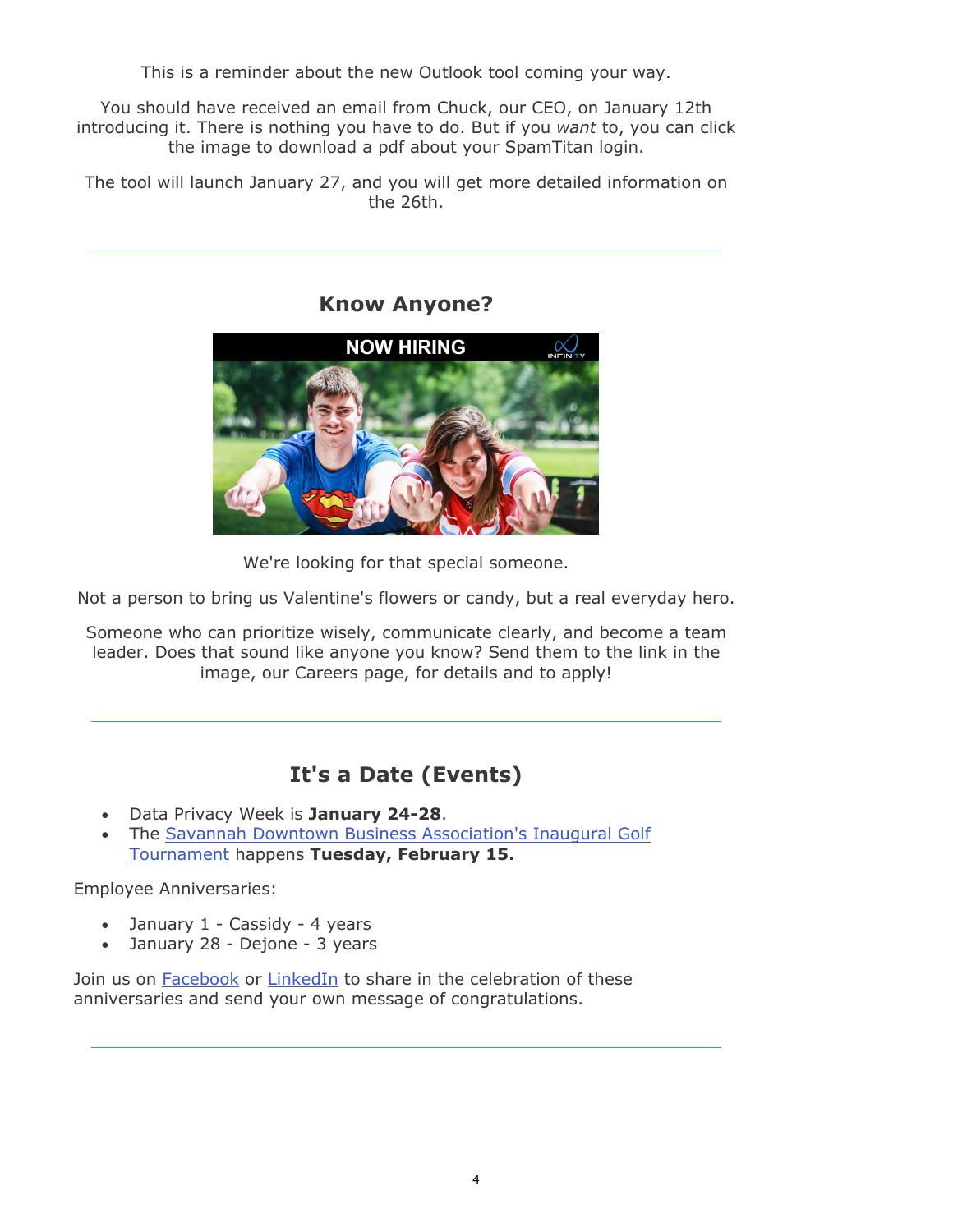This is a reminder about the new Outlook tool coming your way.

You should have received an email from Chuck, our CEO, on January 12th introducing it. There is nothing you have to do. But if you *want* to, you can click the image to download a pdf about your SpamTitan login.

The tool will launch January 27, and you will get more detailed information on the 26th.

---

## Know Anyone?

We're looking for that special someone.

Not a person to bring us Valentine's flowers or candy, but a real everyday hero.

Someone who can prioritize wisely, communicate clearly, and become a team leader. Does that sound like anyone you know? Send them to the link in the image, our Careers page, for details and to apply!

---

## It's a Date (Events)

- Data Privacy Week is **January 24-28**.
- The Savannah Downtown Business Association's Inaugural Golf Tournament happens **Tuesday, February 15.**

Employee Anniversaries:

- January 1 - Cassidy - 4 years
- January 28 - Dejone - 3 years

Join us on Facebook or LinkedIn to share in the celebration of these anniversaries and send your own message of congratulations.

---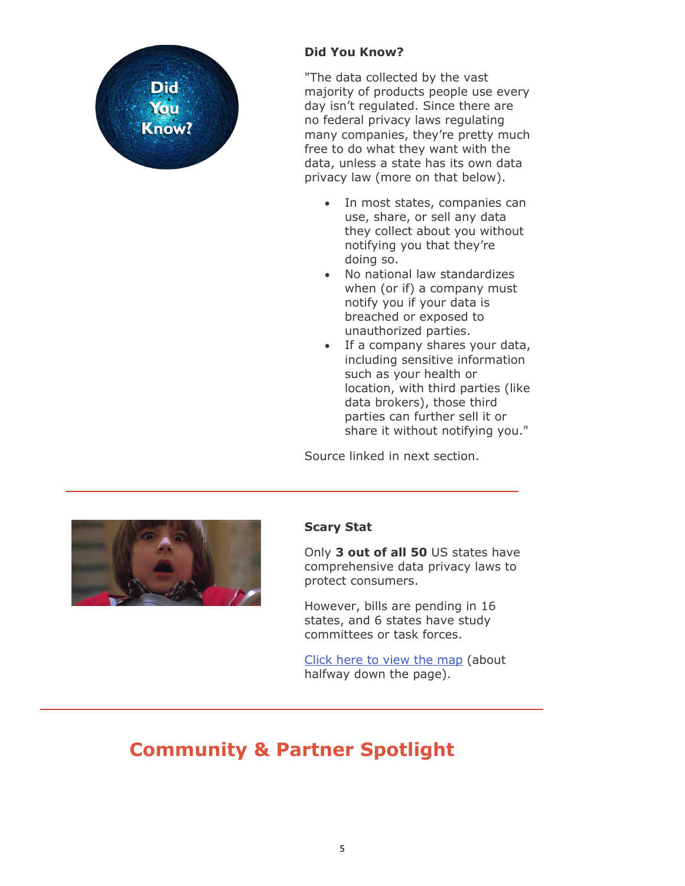### Did You Know?

"The data collected by the vast majority of products people use every day isn't regulated. Since there are no federal privacy laws regulating many companies, they're pretty much free to do what they want with the data, unless a state has its own data privacy law (more on that below).

- In most states, companies can use, share, or sell any data they collect about you without notifying you that they're doing so.
- No national law standardizes when (or if) a company must notify you if your data is breached or exposed to unauthorized parties.
- If a company shares your data, including sensitive information such as your health or location, with third parties (like data brokers), those third parties can further sell it or share it without notifying you."

Source linked in next section.

---

### Scary Stat

Only **3 out of all 50** US states have comprehensive data privacy laws to protect consumers.

However, bills are pending in 16 states, and 6 states have study committees or task forces.

Click here to view the map (about halfway down the page).

---

## Community & Partner Spotlight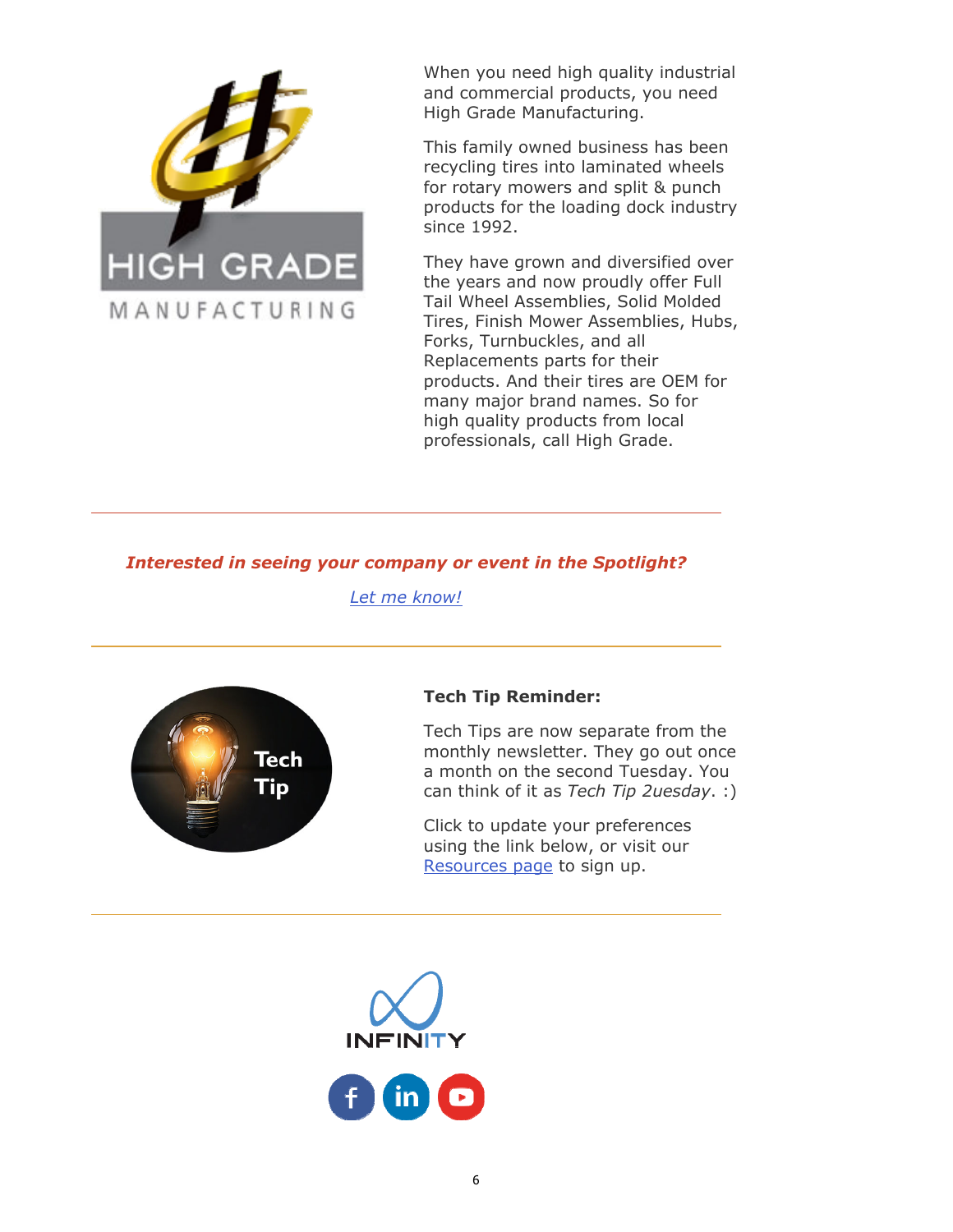When you need high quality industrial and commercial products, you need High Grade Manufacturing.

This family owned business has been recycling tires into laminated wheels for rotary mowers and split & punch products for the loading dock industry since 1992.

They have grown and diversified over the years and now proudly offer Full Tail Wheel Assemblies, Solid Molded Tires, Finish Mower Assemblies, Hubs, Forks, Turnbuckles, and all Replacements parts for their products. And their tires are OEM for many major brand names. So for high quality products from local professionals, call High Grade.

---

***Interested in seeing your company or event in the Spotlight?***

*Let me know!*

---

**Tech Tip Reminder:**

Tech Tips are now separate from the monthly newsletter. They go out once a month on the second Tuesday. You can think of it as *Tech Tip 2uesday*. :)

Click to update your preferences using the link below, or visit our Resources page to sign up.

---

INFINITY